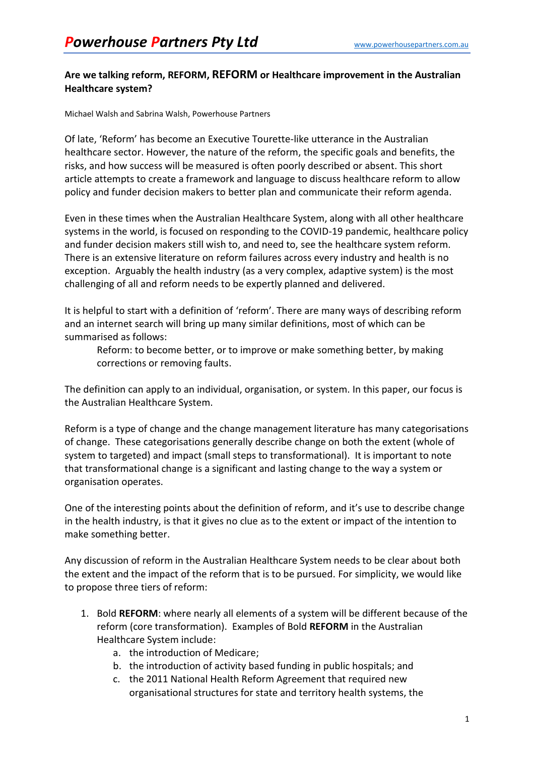**Are we talking reform, REFORM, REFORM or Healthcare improvement in the Australian Healthcare system?**

Michael Walsh and Sabrina Walsh, Powerhouse Partners

Of late, 'Reform' has become an Executive Tourette-like utterance in the Australian healthcare sector. However, the nature of the reform, the specific goals and benefits, the risks, and how success will be measured is often poorly described or absent. This short article attempts to create a framework and language to discuss healthcare reform to allow policy and funder decision makers to better plan and communicate their reform agenda.

Even in these times when the Australian Healthcare System, along with all other healthcare systems in the world, is focused on responding to the COVID-19 pandemic, healthcare policy and funder decision makers still wish to, and need to, see the healthcare system reform. There is an extensive literature on reform failures across every industry and health is no exception. Arguably the health industry (as a very complex, adaptive system) is the most challenging of all and reform needs to be expertly planned and delivered.

It is helpful to start with a definition of 'reform'. There are many ways of describing reform and an internet search will bring up many similar definitions, most of which can be summarised as follows:

> Reform: to become better, or to improve or make something better, by making corrections or removing faults.

The definition can apply to an individual, organisation, or system. In this paper, our focus is the Australian Healthcare System.

Reform is a type of change and the change management literature has many categorisations of change. These categorisations generally describe change on both the extent (whole of system to targeted) and impact (small steps to transformational). It is important to note that transformational change is a significant and lasting change to the way a system or organisation operates.

One of the interesting points about the definition of reform, and it's use to describe change in the health industry, is that it gives no clue as to the extent or impact of the intention to make something better.

Any discussion of reform in the Australian Healthcare System needs to be clear about both the extent and the impact of the reform that is to be pursued. For simplicity, we would like to propose three tiers of reform:

1. Bold **REFORM**: where nearly all elements of a system will be different because of the reform (core transformation). Examples of Bold **REFORM** in the Australian Healthcare System include:
    a. the introduction of Medicare;
    b. the introduction of activity based funding in public hospitals; and
    c. the 2011 National Health Reform Agreement that required new organisational structures for state and territory health systems, the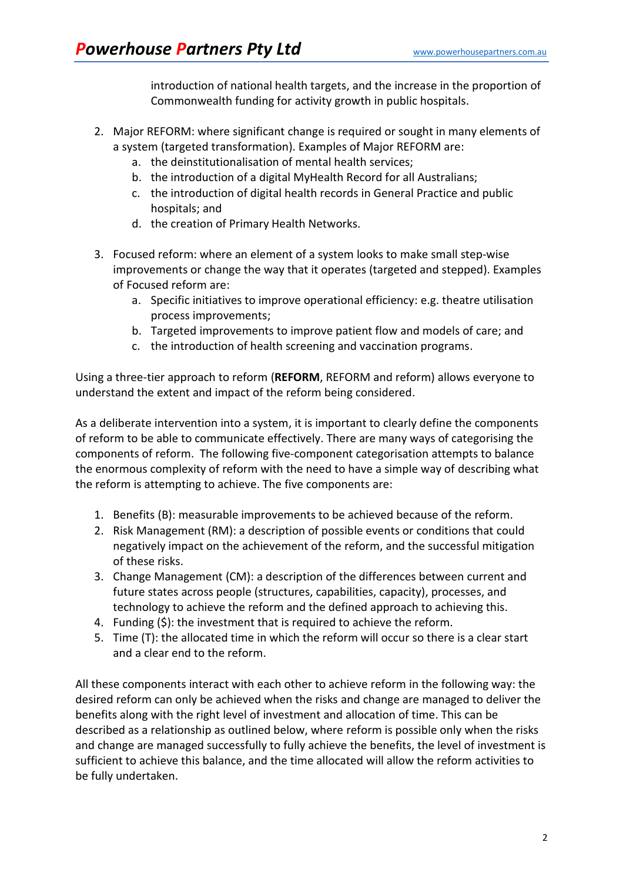introduction of national health targets, and the increase in the proportion of Commonwealth funding for activity growth in public hospitals.

2. Major REFORM: where significant change is required or sought in many elements of a system (targeted transformation). Examples of Major REFORM are:
   a. the deinstitutionalisation of mental health services;
   b. the introduction of a digital MyHealth Record for all Australians;
   c. the introduction of digital health records in General Practice and public hospitals; and
   d. the creation of Primary Health Networks.

3. Focused reform: where an element of a system looks to make small step-wise improvements or change the way that it operates (targeted and stepped). Examples of Focused reform are:
   a. Specific initiatives to improve operational efficiency: e.g. theatre utilisation process improvements;
   b. Targeted improvements to improve patient flow and models of care; and
   c. the introduction of health screening and vaccination programs.

Using a three-tier approach to reform (**REFORM**, REFORM and reform) allows everyone to understand the extent and impact of the reform being considered.

As a deliberate intervention into a system, it is important to clearly define the components of reform to be able to communicate effectively. There are many ways of categorising the components of reform. The following five-component categorisation attempts to balance the enormous complexity of reform with the need to have a simple way of describing what the reform is attempting to achieve. The five components are:

1. Benefits (B): measurable improvements to be achieved because of the reform.
2. Risk Management (RM): a description of possible events or conditions that could negatively impact on the achievement of the reform, and the successful mitigation of these risks.
3. Change Management (CM): a description of the differences between current and future states across people (structures, capabilities, capacity), processes, and technology to achieve the reform and the defined approach to achieving this.
4. Funding ($): the investment that is required to achieve the reform.
5. Time (T): the allocated time in which the reform will occur so there is a clear start and a clear end to the reform.

All these components interact with each other to achieve reform in the following way: the desired reform can only be achieved when the risks and change are managed to deliver the benefits along with the right level of investment and allocation of time. This can be described as a relationship as outlined below, where reform is possible only when the risks and change are managed successfully to fully achieve the benefits, the level of investment is sufficient to achieve this balance, and the time allocated will allow the reform activities to be fully undertaken.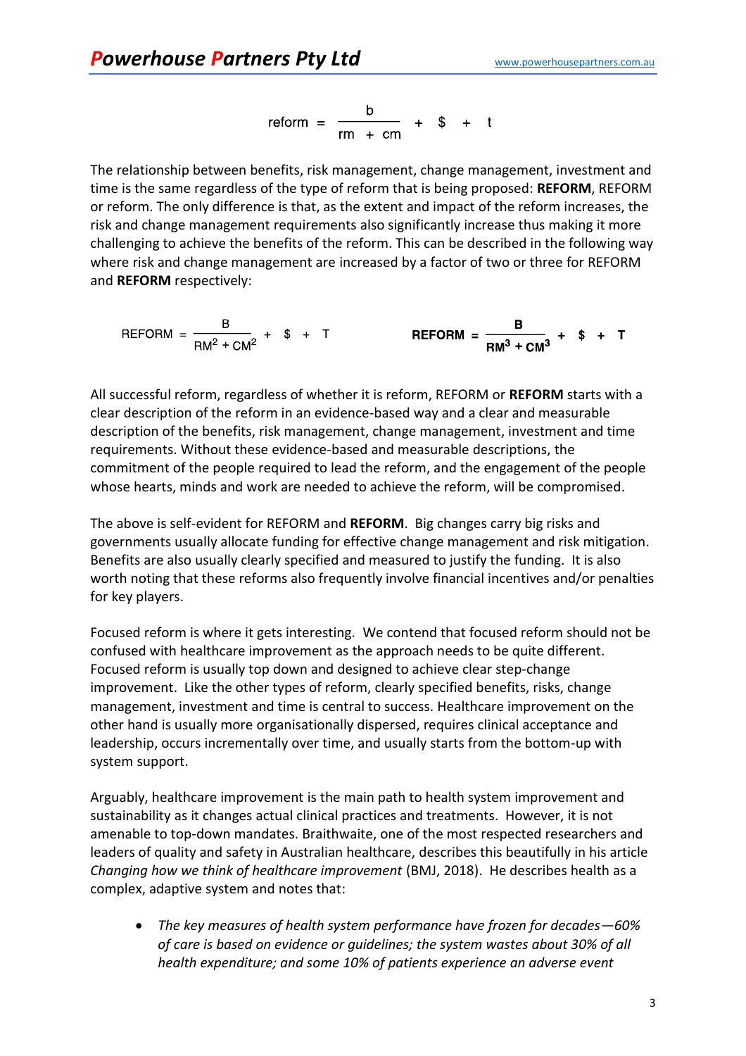$$\text{reform} = \frac{b}{rm + cm} + \$ + t$$

The relationship between benefits, risk management, change management, investment and time is the same regardless of the type of reform that is being proposed: **REFORM**, REFORM or reform. The only difference is that, as the extent and impact of the reform increases, the risk and change management requirements also significantly increase thus making it more challenging to achieve the benefits of the reform. This can be described in the following way where risk and change management are increased by a factor of two or three for REFORM and **REFORM** respectively:

$$\text{REFORM} = \frac{B}{RM^2 + CM^2} + \$ + T$$

$$\mathbf{REFORM} = \frac{\mathbf{B}}{\mathbf{RM^3 + CM^3}} + \$ + \mathbf{T}$$

All successful reform, regardless of whether it is reform, REFORM or **REFORM** starts with a clear description of the reform in an evidence-based way and a clear and measurable description of the benefits, risk management, change management, investment and time requirements. Without these evidence-based and measurable descriptions, the commitment of the people required to lead the reform, and the engagement of the people whose hearts, minds and work are needed to achieve the reform, will be compromised.

The above is self-evident for REFORM and **REFORM**. Big changes carry big risks and governments usually allocate funding for effective change management and risk mitigation. Benefits are also usually clearly specified and measured to justify the funding. It is also worth noting that these reforms also frequently involve financial incentives and/or penalties for key players.

Focused reform is where it gets interesting. We contend that focused reform should not be confused with healthcare improvement as the approach needs to be quite different. Focused reform is usually top down and designed to achieve clear step-change improvement. Like the other types of reform, clearly specified benefits, risks, change management, investment and time is central to success. Healthcare improvement on the other hand is usually more organisationally dispersed, requires clinical acceptance and leadership, occurs incrementally over time, and usually starts from the bottom-up with system support.

Arguably, healthcare improvement is the main path to health system improvement and sustainability as it changes actual clinical practices and treatments. However, it is not amenable to top-down mandates. Braithwaite, one of the most respected researchers and leaders of quality and safety in Australian healthcare, describes this beautifully in his article *Changing how we think of healthcare improvement* (BMJ, 2018). He describes health as a complex, adaptive system and notes that:

- *The key measures of health system performance have frozen for decades—60% of care is based on evidence or guidelines; the system wastes about 30% of all health expenditure; and some 10% of patients experience an adverse event*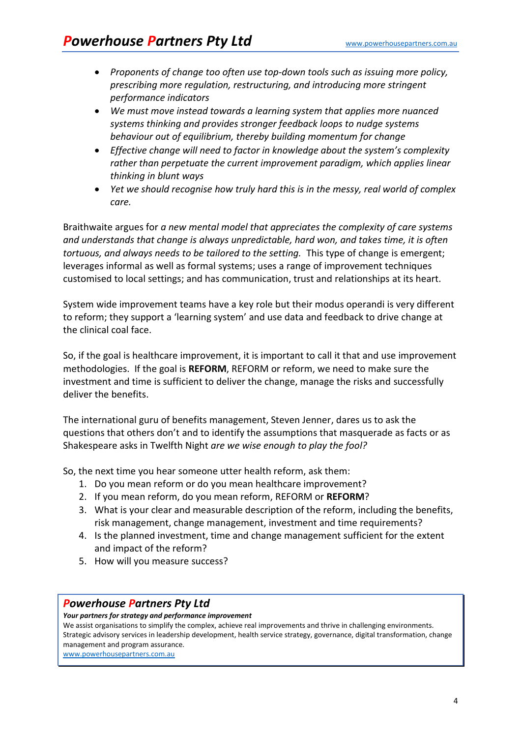- *Proponents of change too often use top-down tools such as issuing more policy, prescribing more regulation, restructuring, and introducing more stringent performance indicators*
- *We must move instead towards a learning system that applies more nuanced systems thinking and provides stronger feedback loops to nudge systems behaviour out of equilibrium, thereby building momentum for change*
- *Effective change will need to factor in knowledge about the system's complexity rather than perpetuate the current improvement paradigm, which applies linear thinking in blunt ways*
- *Yet we should recognise how truly hard this is in the messy, real world of complex care.*

Braithwaite argues for *a new mental model that appreciates the complexity of care systems and understands that change is always unpredictable, hard won, and takes time, it is often tortuous, and always needs to be tailored to the setting.* This type of change is emergent; leverages informal as well as formal systems; uses a range of improvement techniques customised to local settings; and has communication, trust and relationships at its heart.

System wide improvement teams have a key role but their modus operandi is very different to reform; they support a 'learning system' and use data and feedback to drive change at the clinical coal face.

So, if the goal is healthcare improvement, it is important to call it that and use improvement methodologies. If the goal is **REFORM**, REFORM or reform, we need to make sure the investment and time is sufficient to deliver the change, manage the risks and successfully deliver the benefits.

The international guru of benefits management, Steven Jenner, dares us to ask the questions that others don't and to identify the assumptions that masquerade as facts or as Shakespeare asks in Twelfth Night *are we wise enough to play the fool?*

So, the next time you hear someone utter health reform, ask them:

1. Do you mean reform or do you mean healthcare improvement?
2. If you mean reform, do you mean reform, REFORM or **REFORM**?
3. What is your clear and measurable description of the reform, including the benefits, risk management, change management, investment and time requirements?
4. Is the planned investment, time and change management sufficient for the extent and impact of the reform?
5. How will you measure success?

---

***Powerhouse Partners Pty Ltd***

***Your partners for strategy and performance improvement***

We assist organisations to simplify the complex, achieve real improvements and thrive in challenging environments. Strategic advisory services in leadership development, health service strategy, governance, digital transformation, change management and program assurance.

www.powerhousepartners.com.au